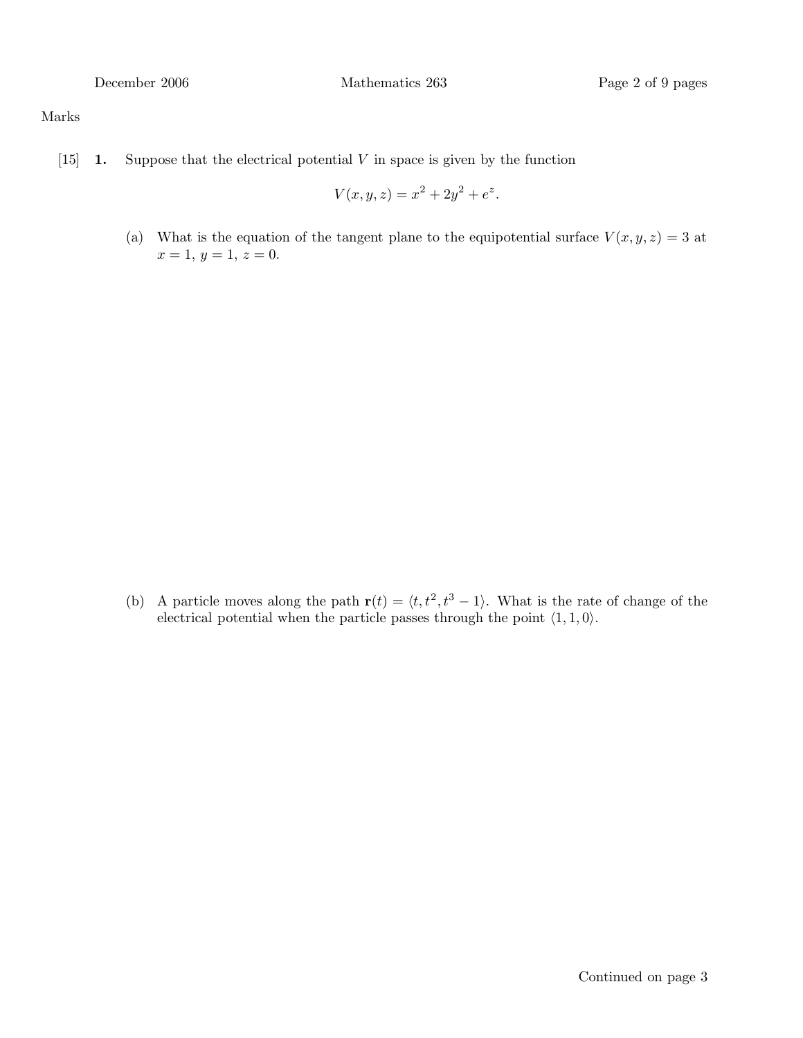Marks

[15] **1.** Suppose that the electrical potential $V$ in space is given by the function

$$V(x, y, z) = x^2 + 2y^2 + e^z.$$

(a) What is the equation of the tangent plane to the equipotential surface $V(x, y, z) = 3$ at $x = 1$, $y = 1$, $z = 0$.

(b) A particle moves along the path $\mathbf{r}(t) = \langle t, t^2, t^3 - 1 \rangle$. What is the rate of change of the electrical potential when the particle passes through the point $\langle 1, 1, 0 \rangle$.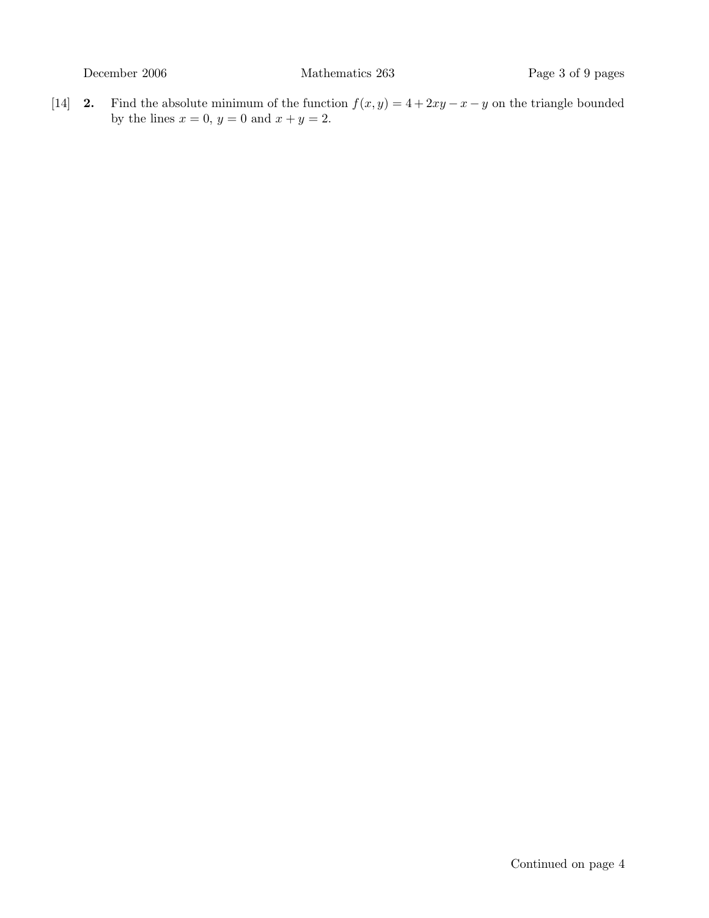[14] **2.** Find the absolute minimum of the function $f(x, y) = 4 + 2xy - x - y$ on the triangle bounded by the lines $x = 0$, $y = 0$ and $x + y = 2$.

Continued on page 4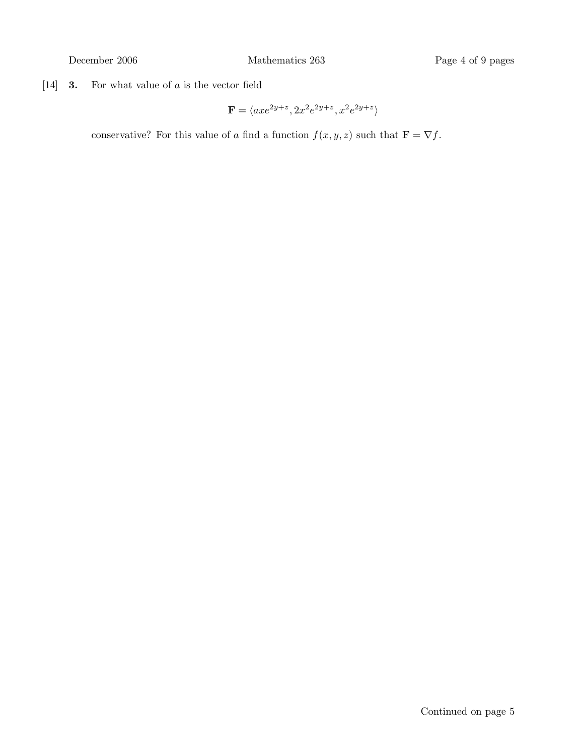[14] **3.** For what value of $a$ is the vector field

$$\mathbf{F} = \langle axe^{2y+z}, 2x^2e^{2y+z}, x^2e^{2y+z} \rangle$$

conservative? For this value of $a$ find a function $f(x, y, z)$ such that $\mathbf{F} = \nabla f$.

Continued on page 5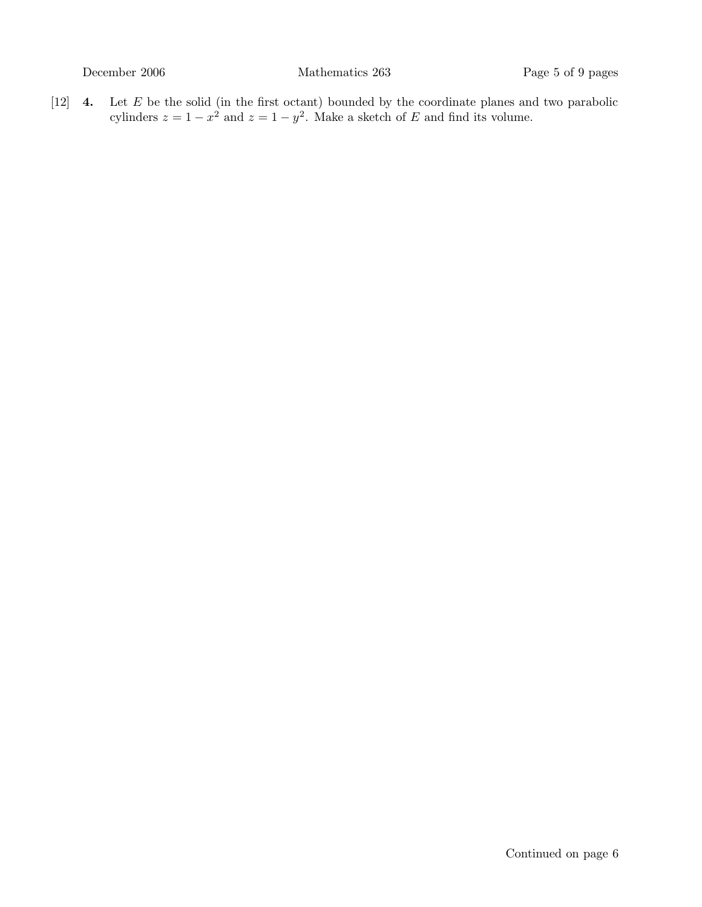[12] **4.** Let $E$ be the solid (in the first octant) bounded by the coordinate planes and two parabolic cylinders $z = 1 - x^2$ and $z = 1 - y^2$. Make a sketch of $E$ and find its volume.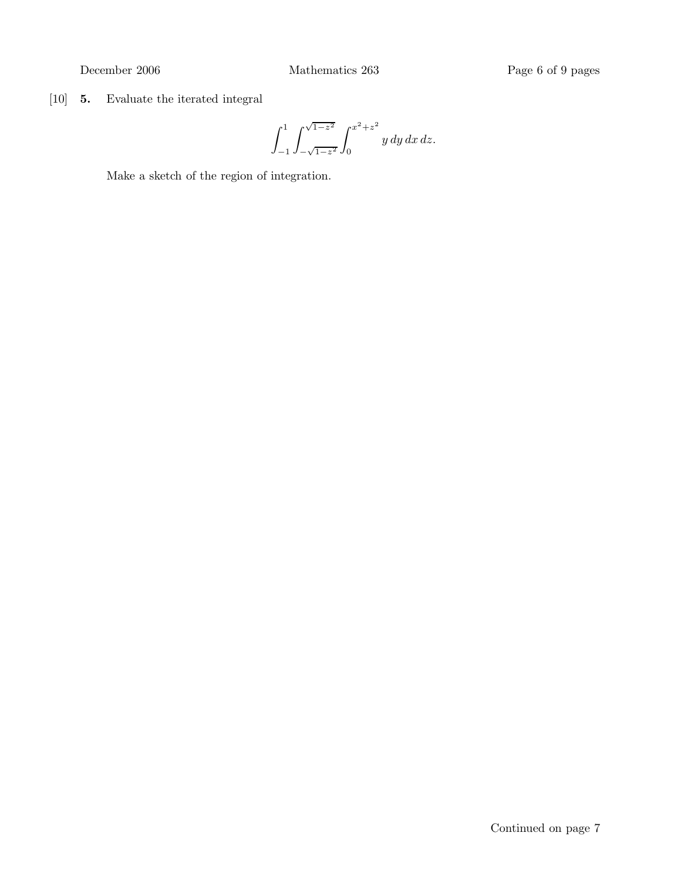[10] **5.** Evaluate the iterated integral

$$\int_{-1}^{1} \int_{-\sqrt{1-z^2}}^{\sqrt{1-z^2}} \int_{0}^{x^2+z^2} y \, dy \, dx \, dz.$$

Make a sketch of the region of integration.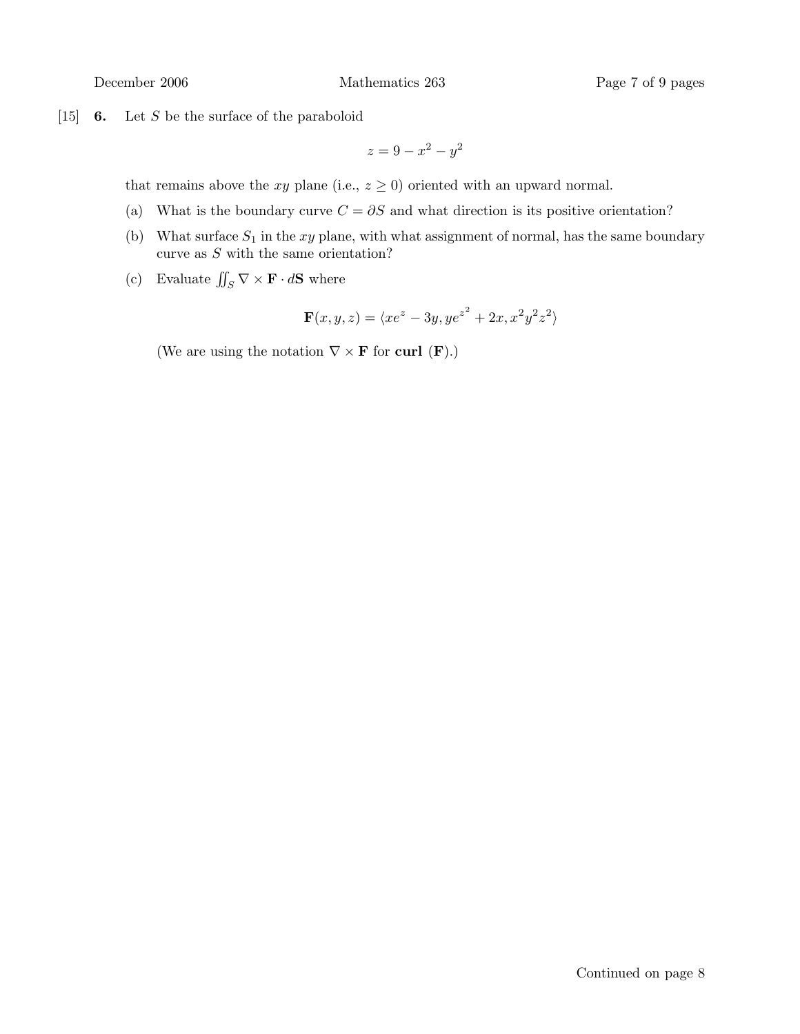[15] **6.** Let $S$ be the surface of the paraboloid

$$z = 9 - x^2 - y^2$$

that remains above the $xy$ plane (i.e., $z \geq 0$) oriented with an upward normal.

(a) What is the boundary curve $C = \partial S$ and what direction is its positive orientation?

(b) What surface $S_1$ in the $xy$ plane, with what assignment of normal, has the same boundary curve as $S$ with the same orientation?

(c) Evaluate $\iint_S \nabla \times \mathbf{F} \cdot d\mathbf{S}$ where

$$\mathbf{F}(x, y, z) = \langle xe^z - 3y, ye^{z^2} + 2x, x^2y^2z^2 \rangle$$

(We are using the notation $\nabla \times \mathbf{F}$ for **curl** $(\mathbf{F})$.)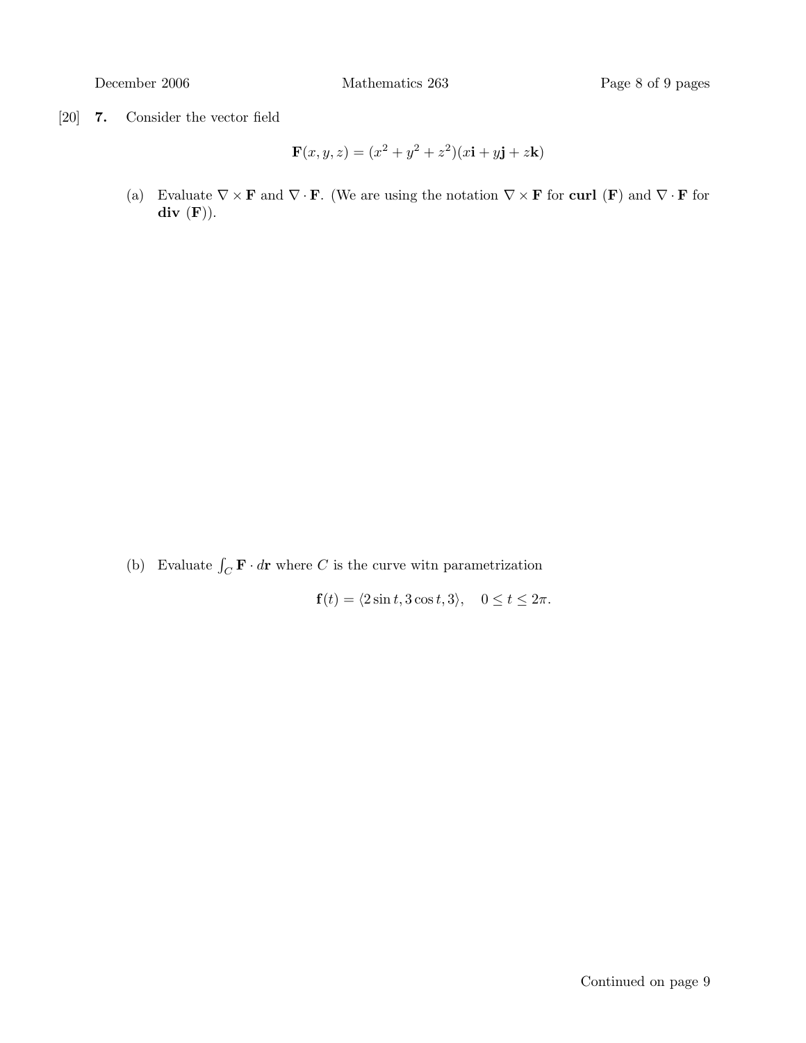[20] **7.** Consider the vector field

$$\mathbf{F}(x, y, z) = (x^2 + y^2 + z^2)(x\mathbf{i} + y\mathbf{j} + z\mathbf{k})$$

(a) Evaluate $\nabla \times \mathbf{F}$ and $\nabla \cdot \mathbf{F}$. (We are using the notation $\nabla \times \mathbf{F}$ for **curl** $(\mathbf{F})$ and $\nabla \cdot \mathbf{F}$ for **div** $(\mathbf{F})$).

(b) Evaluate $\int_C \mathbf{F} \cdot d\mathbf{r}$ where $C$ is the curve witn parametrization

$$\mathbf{f}(t) = \langle 2\sin t, 3\cos t, 3\rangle, \quad 0 \leq t \leq 2\pi.$$

Continued on page 9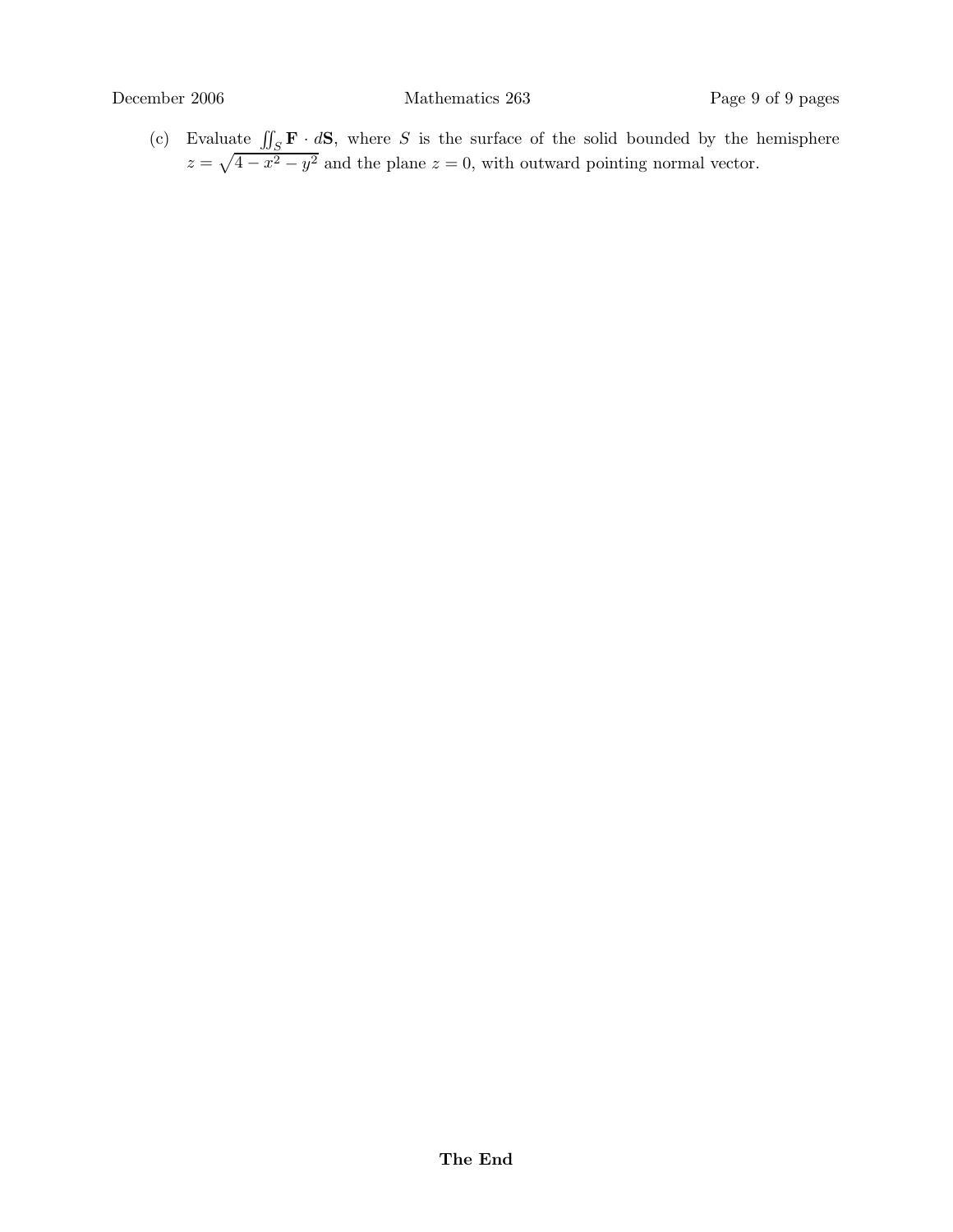(c) Evaluate $\iint_S \mathbf{F} \cdot d\mathbf{S}$, where $S$ is the surface of the solid bounded by the hemisphere $z = \sqrt{4 - x^2 - y^2}$ and the plane $z = 0$, with outward pointing normal vector.

**The End**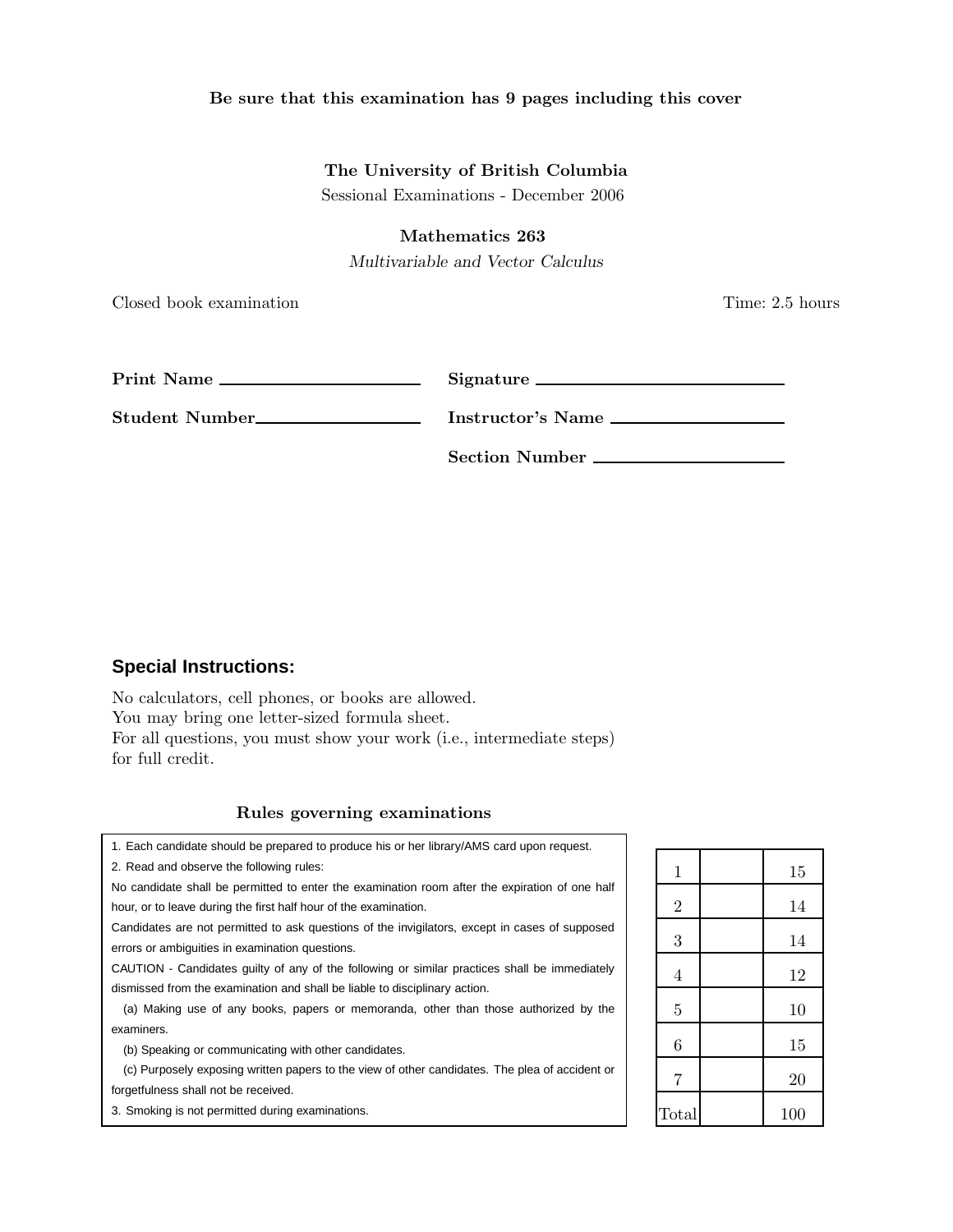**Be sure that this examination has 9 pages including this cover**

**The University of British Columbia**

Sessional Examinations - December 2006

**Mathematics 263**

*Multivariable and Vector Calculus*

Closed book examination

Time: 2.5 hours

**Print Name** \_\_\_\_\_\_\_\_\_\_\_\_\_\_\_\_\_\_\_\_

**Signature** \_\_\_\_\_\_\_\_\_\_\_\_\_\_\_\_\_\_\_\_

**Student Number**\_\_\_\_\_\_\_\_\_\_\_\_\_\_\_\_\_\_\_\_

**Instructor's Name** \_\_\_\_\_\_\_\_\_\_\_\_\_\_\_\_\_\_\_\_

**Section Number** \_\_\_\_\_\_\_\_\_\_\_\_\_\_\_\_\_\_\_\_

## Special Instructions:

No calculators, cell phones, or books are allowed.
You may bring one letter-sized formula sheet.
For all questions, you must show your work (i.e., intermediate steps) for full credit.

### Rules governing examinations

1. Each candidate should be prepared to produce his or her library/AMS card upon request.
2. Read and observe the following rules:

No candidate shall be permitted to enter the examination room after the expiration of one half hour, or to leave during the first half hour of the examination.

Candidates are not permitted to ask questions of the invigilators, except in cases of supposed errors or ambiguities in examination questions.

CAUTION - Candidates guilty of any of the following or similar practices shall be immediately dismissed from the examination and shall be liable to disciplinary action.

(a) Making use of any books, papers or memoranda, other than those authorized by the examiners.

(b) Speaking or communicating with other candidates.

(c) Purposely exposing written papers to the view of other candidates. The plea of accident or forgetfulness shall not be received.

3. Smoking is not permitted during examinations.

| | | |
|---|---|---|
| 1 | | 15 |
| 2 | | 14 |
| 3 | | 14 |
| 4 | | 12 |
| 5 | | 10 |
| 6 | | 15 |
| 7 | | 20 |
| Total | | 100 |